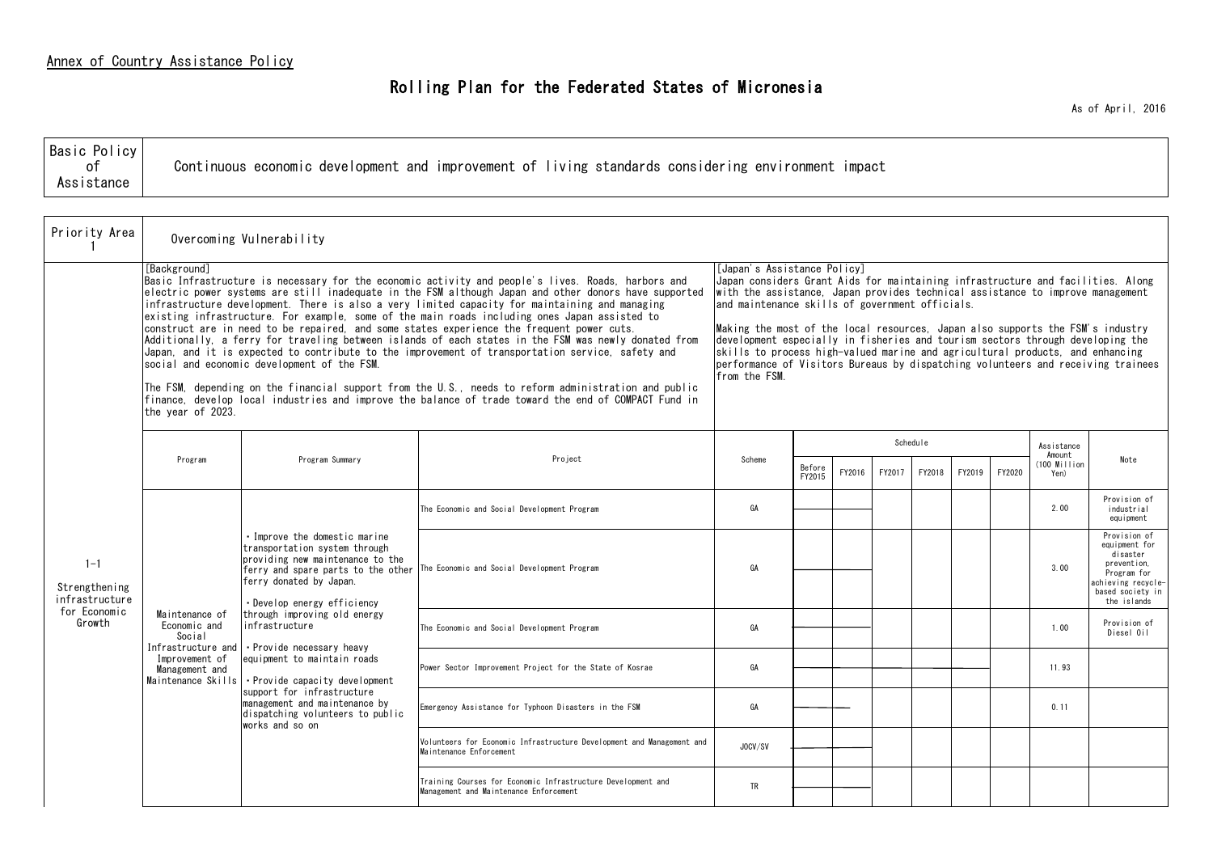Annex of Country Assistance Policy

# Rolling Plan for the Federated States of Micronesia

As of April, 2016

| Basic Policy of Assistance | Continuous economic development and improvement of living standards considering environment impact |
|---|---|

| Priority Area 1 | Overcoming Vulnerability |
|---|---|

[Background]
Basic Infrastructure is necessary for the economic activity and people's lives. Roads, harbors and electric power systems are still inadequate in the FSM although Japan and other donors have supported infrastructure development. There is also a very limited capacity for maintaining and managing existing infrastructure. For example, some of the main roads including ones Japan assisted to construct are in need to be repaired, and some states experience the frequent power cuts. Additionally, a ferry for traveling between islands of each states in the FSM was newly donated from Japan, and it is expected to contribute to the improvement of transportation service, safety and social and economic development of the FSM.

The FSM, depending on the financial support from the U.S., needs to reform administration and public finance, develop local industries and improve the balance of trade toward the end of COMPACT Fund in the year of 2023.

[Japan's Assistance Policy]
Japan considers Grant Aids for maintaining infrastructure and facilities. Along with the assistance, Japan provides technical assistance to improve management and maintenance skills of government officials.

Making the most of the local resources, Japan also supports the FSM's industry development especially in fisheries and tourism sectors through developing the skills to process high-valued marine and agricultural products, and enhancing performance of Visitors Bureaus by dispatching volunteers and receiving trainees from the FSM.

| | Program | Program Summary | Project | Scheme | Schedule: Before FY2015 | FY2016 | FY2017 | FY2018 | FY2019 | FY2020 | Assistance Amount (100 Million Yen) | Note |
|---|---|---|---|---|---|---|---|---|---|---|---|---|
| 1-1 Strengthening infrastructure for Economic Growth | Maintenance of Economic and Social Infrastructure and Improvement of Management and Maintenance Skills | ・Improve the domestic marine transportation system through providing new maintenance to the ferry and spare parts to the other ferry donated by Japan.<br>・Develop energy efficiency through improving old energy infrastructure<br>・Provide necessary heavy equipment to maintain roads<br>・Provide capacity development support for infrastructure management and maintenance by dispatching volunteers to public works and so on | The Economic and Social Development Program | GA | ── | ── | | | | | 2.00 | Provision of industrial equipment |
| | | | The Economic and Social Development Program | GA | ── | ── | | | | | 3.00 | Provision of equipment for disaster prevention, Program for achieving recycle-based society in the islands |
| | | | The Economic and Social Development Program | GA | ── | ── | | | | | 1.00 | Provision of Diesel Oil |
| | | | Power Sector Improvement Project for the State of Kosrae | GA | ── | ── | ── | ── | ── | | 11.93 | |
| | | | Emergency Assistance for Typhoon Disasters in the FSM | GA | ── | ── | | | | | 0.11 | |
| | | | Volunteers for Economic Infrastructure Development and Management and Maintenance Enforcement | JOCV/SV | ── | ── | | | | | | |
| | | | Training Courses for Economic Infrastructure Development and Management and Maintenance Enforcement | TR | ── | ── | | | | | | |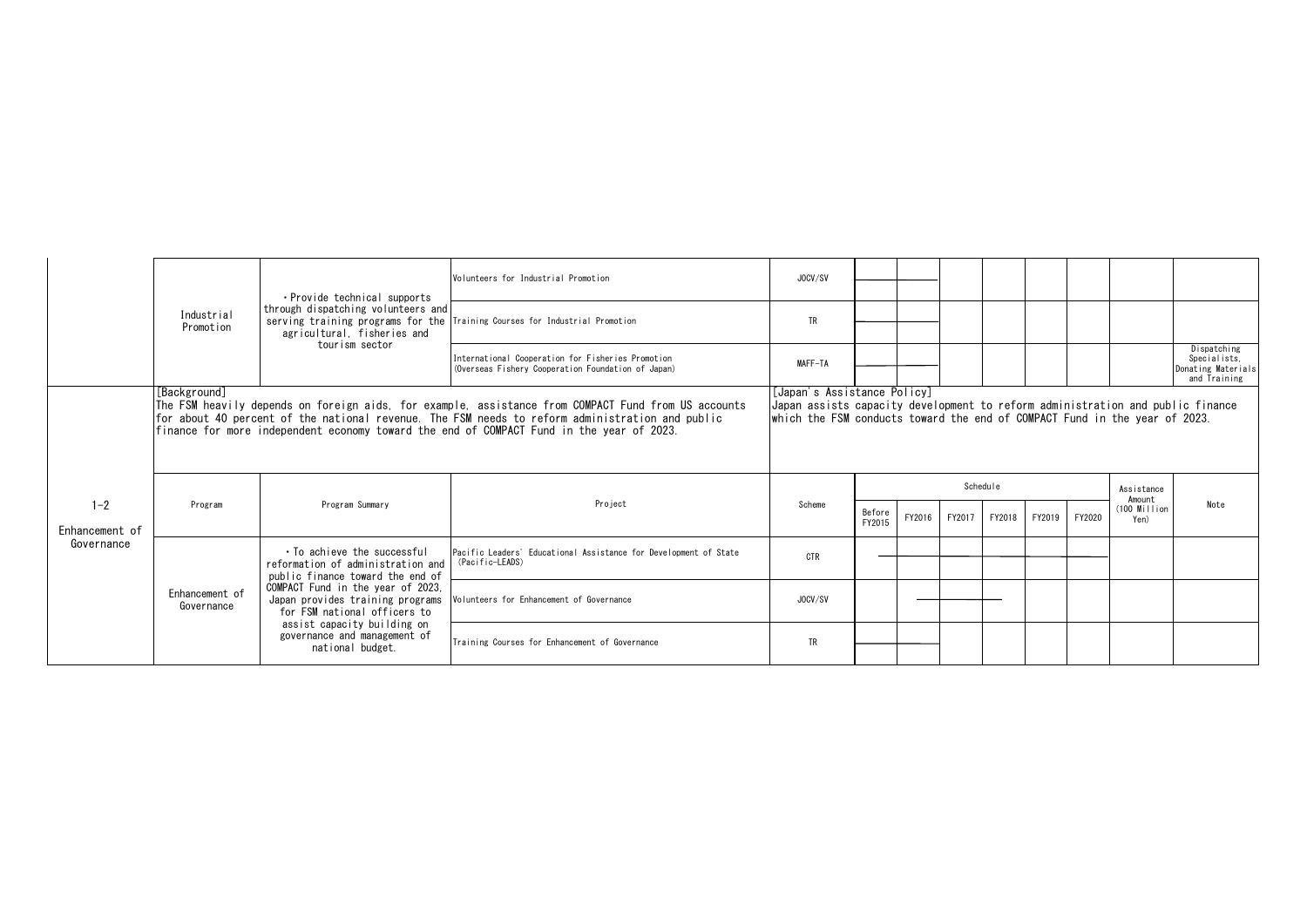| | Program | Program Summary | Project | Scheme | Before FY2015 | FY2016 | FY2017 | FY2018 | FY2019 | FY2020 | Assistance Amount (100 Million Yen) | Note |
|---|---|---|---|---|---|---|---|---|---|---|---|---|
| | Industrial Promotion | ・Provide technical supports through dispatching volunteers and serving training programs for the agricultural, fisheries and tourism sector | Volunteers for Industrial Promotion | JOCV/SV | ― | ― | | | | | | |
| | | | Training Courses for Industrial Promotion | TR | ― | ― | | | | | | |
| | | | International Cooperation for Fisheries Promotion (Overseas Fishery Cooperation Foundation of Japan) | MAFF-TA | ― | ― | | | | | | Dispatching Specialists, Donating Materials and Training |

**1-2 Enhancement of Governance**

[Background]
The FSM heavily depends on foreign aids, for example, assistance from COMPACT Fund from US accounts for about 40 percent of the national revenue. The FSM needs to reform administration and public finance for more independent economy toward the end of COMPACT Fund in the year of 2023.

[Japan's Assistance Policy]
Japan assists capacity development to reform administration and public finance which the FSM conducts toward the end of COMPACT Fund in the year of 2023.

| Program | Program Summary | Project | Scheme | Schedule: Before FY2015 | FY2016 | FY2017 | FY2018 | FY2019 | FY2020 | Assistance Amount (100 Million Yen) | Note |
|---|---|---|---|---|---|---|---|---|---|---|---|
| Enhancement of Governance | ・To achieve the successful reformation of administration and public finance toward the end of COMPACT Fund in the year of 2023, Japan provides training programs for FSM national officers to assist capacity building on governance and management of national budget. | Pacific Leaders' Educational Assistance for Development of State (Pacific-LEADS) | CTR | ― | ― | ― | ― | ― | ― | | |
| | | Volunteers for Enhancement of Governance | JOCV/SV | | ― | ― | ― | | | | |
| | | Training Courses for Enhancement of Governance | TR | ― | ― | | | | | | |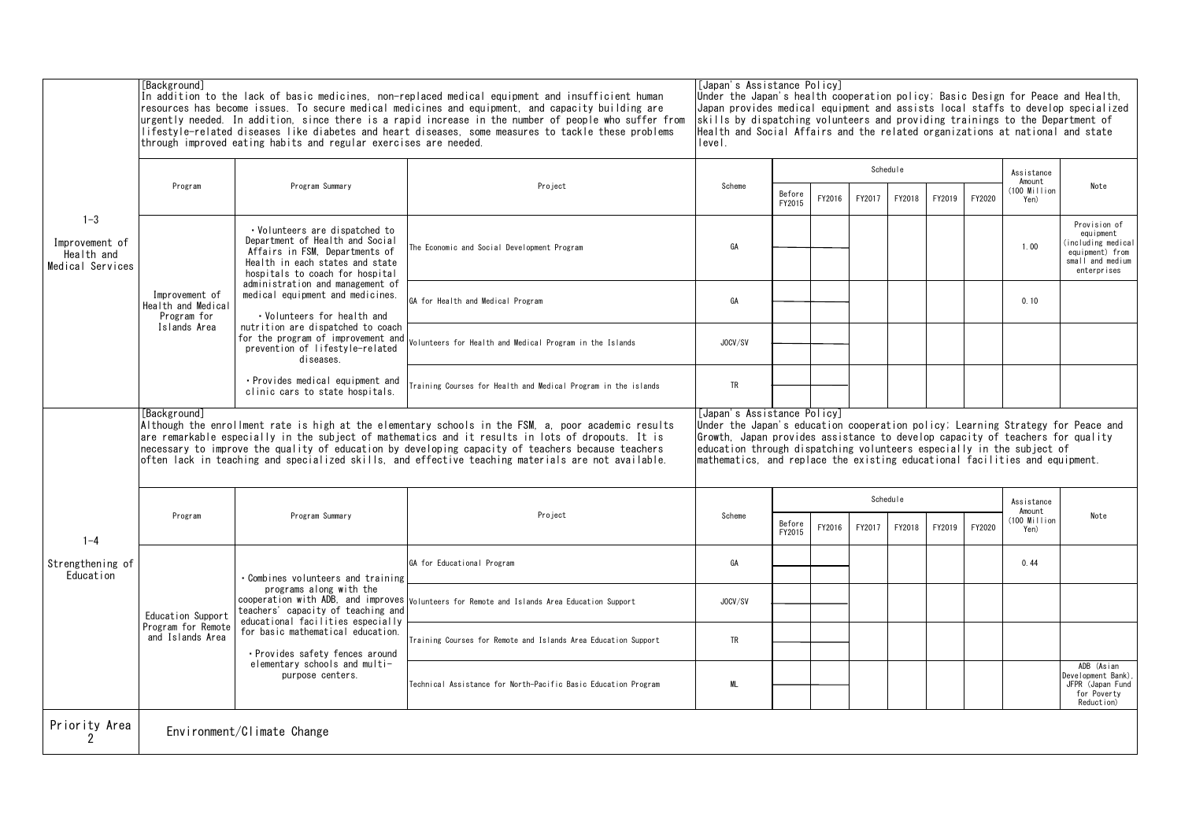## 1-3 Improvement of Health and Medical Services

[Background]
In addition to the lack of basic medicines, non-replaced medical equipment and insufficient human resources has become issues. To secure medical medicines and equipment, and capacity building are urgently needed. In addition, since there is a rapid increase in the number of people who suffer from lifestyle-related diseases like diabetes and heart diseases, some measures to tackle these problems through improved eating habits and regular exercises are needed.

[Japan's Assistance Policy]
Under the Japan's health cooperation policy; Basic Design for Peace and Health, Japan provides medical equipment and assists local staffs to develop specialized skills by dispatching volunteers and providing trainings to the Department of Health and Social Affairs and the related organizations at national and state level.

| Program | Program Summary | Project | Scheme | Schedule | | | | | | Assistance Amount (100 Million Yen) | Note |
|---|---|---|---|---|---|---|---|---|---|---|---|
| | | | | Before FY2015 | FY2016 | FY2017 | FY2018 | FY2019 | FY2020 | | |
| Improvement of Health and Medical Program for Islands Area | ・Volunteers are dispatched to Department of Health and Social Affairs in FSM, Departments of Health in each states and state hospitals to coach for hospital administration and management of medical equipment and medicines.<br>・Volunteers for health and nutrition are dispatched to coach for the program of improvement and prevention of lifestyle-related diseases.<br>・Provides medical equipment and clinic cars to state hospitals. | The Economic and Social Development Program | GA | | | | | | | 1.00 | Provision of equipment (including medical equipment) from small and medium enterprises |
| | | GA for Health and Medical Program | GA | | | | | | | 0.10 | |
| | | Volunteers for Health and Medical Program in the Islands | JOCV/SV | | | | | | | | |
| | | Training Courses for Health and Medical Program in the islands | TR | | | | | | | | |

## 1-4 Strengthening of Education

[Background]
Although the enrollment rate is high at the elementary schools in the FSM, a, poor academic results are remarkable especially in the subject of mathematics and it results in lots of dropouts. It is necessary to improve the quality of education by developing capacity of teachers because teachers often lack in teaching and specialized skills, and effective teaching materials are not available.

[Japan's Assistance Policy]
Under the Japan's education cooperation policy; Learning Strategy for Peace and Growth, Japan provides assistance to develop capacity of teachers for quality education through dispatching volunteers especially in the subject of mathematics, and replace the existing educational facilities and equipment.

| Program | Program Summary | Project | Scheme | Schedule | | | | | | Assistance Amount (100 Million Yen) | Note |
|---|---|---|---|---|---|---|---|---|---|---|---|
| | | | | Before FY2015 | FY2016 | FY2017 | FY2018 | FY2019 | FY2020 | | |
| Education Support Program for Remote and Islands Area | ・Combines volunteers and training programs along with the cooperation with ADB, and improves teachers' capacity of teaching and educational facilities especially for basic mathematical education.<br>・Provides safety fences around elementary schools and multi-purpose centers. | GA for Educational Program | GA | | | | | | | 0.44 | |
| | | Volunteers for Remote and Islands Area Education Support | JOCV/SV | | | | | | | | |
| | | Training Courses for Remote and Islands Area Education Support | TR | | | | | | | | |
| | | Technical Assistance for North-Pacific Basic Education Program | ML | | | | | | | | ADB (Asian Development Bank), JFPR (Japan Fund for Poverty Reduction) |

## Priority Area 2 Environment/Climate Change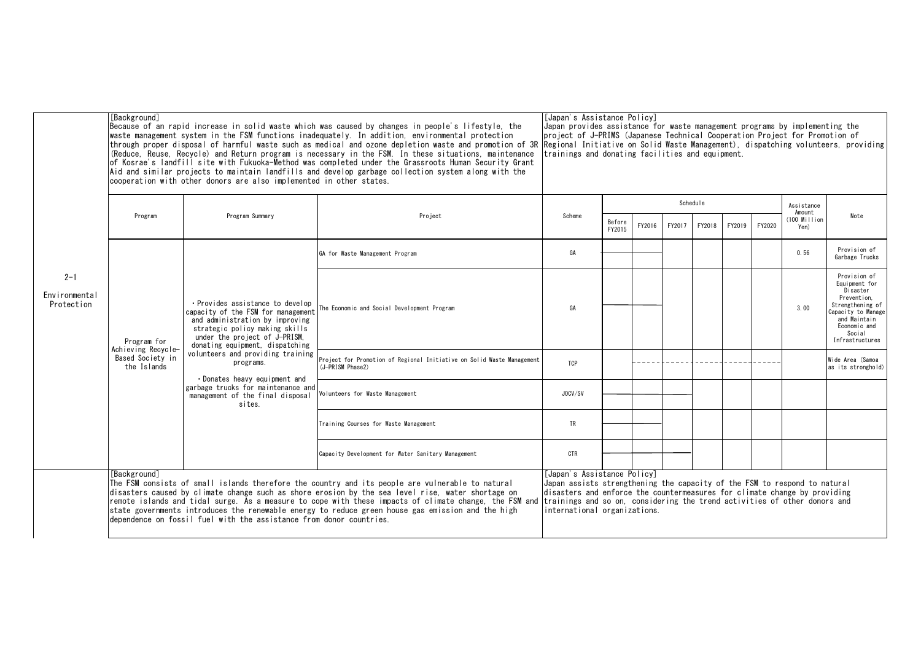| | [Background] Because of an rapid increase in solid waste which was caused by changes in people's lifestyle, the waste management system in the FSM functions inadequately. In addition, environmental protection through proper disposal of harmful waste such as medical and ozone depletion waste and promotion of 3R (Reduce, Reuse, Recycle) and Return program is necessary in the FSM. In these situations, maintenance of Kosrae's landfill site with Fukuoka-Method was completed under the Grassroots Human Security Grant Aid and similar projects to maintain landfills and develop garbage collection system along with the cooperation with other donors are also implemented in other states. | | | [Japan's Assistance Policy] Japan provides assistance for waste management programs by implementing the project of J-PRIMS (Japanese Technical Cooperation Project for Promotion of Regional Initiative on Solid Waste Management), dispatching volunteers, providing trainings and donating facilities and equipment. | | | | | | | | |
|---|---|---|---|---|---|---|---|---|---|---|---|---|
| | Program | Program Summary | Project | Scheme | Schedule | | | | | | Assistance Amount (100 Million Yen) | Note |
| | | | | | Before FY2015 | FY2016 | FY2017 | FY2018 | FY2019 | FY2020 | | |
| 2-1 Environmental Protection | Program for Achieving Recycle-Based Society in the Islands | ・Provides assistance to develop capacity of the FSM for management and administration by improving strategic policy making skills under the project of J-PRISM, donating equipment, dispatching volunteers and providing training programs.<br>・Donates heavy equipment and garbage trucks for maintenance and management of the final disposal sites. | GA for Waste Management Program | GA | | | | | | | 0.56 | Provision of Garbage Trucks |
| | | | The Economic and Social Development Program | GA | | | | | | | 3.00 | Provision of Equipment for Disaster Prevention, Strengthening of Capacity to Manage and Maintain Economic and Social Infrastructures |
| | | | Project for Promotion of Regional Initiative on Solid Waste Management (J-PRISM Phase2) | TCP | | | | | | | | Wide Area (Samoa as its stronghold) |
| | | | Volunteers for Waste Management | JOCV/SV | | | | | | | | |
| | | | Training Courses for Waste Management | TR | | | | | | | | |
| | | | Capacity Development for Water Sanitary Management | CTR | | | | | | | | |
| | [Background] The FSM consists of small islands therefore the country and its people are vulnerable to natural disasters caused by climate change such as shore erosion by the sea level rise, water shortage on remote islands and tidal surge. As a measure to cope with these impacts of climate change, the FSM and state governments introduces the renewable energy to reduce green house gas emission and the high dependence on fossil fuel with the assistance from donor countries. | | | [Japan's Assistance Policy] Japan assists strengthening the capacity of the FSM to respond to natural disasters and enforce the countermeasures for climate change by providing trainings and so on, considering the trend activities of other donors and international organizations. | | | | | | | | |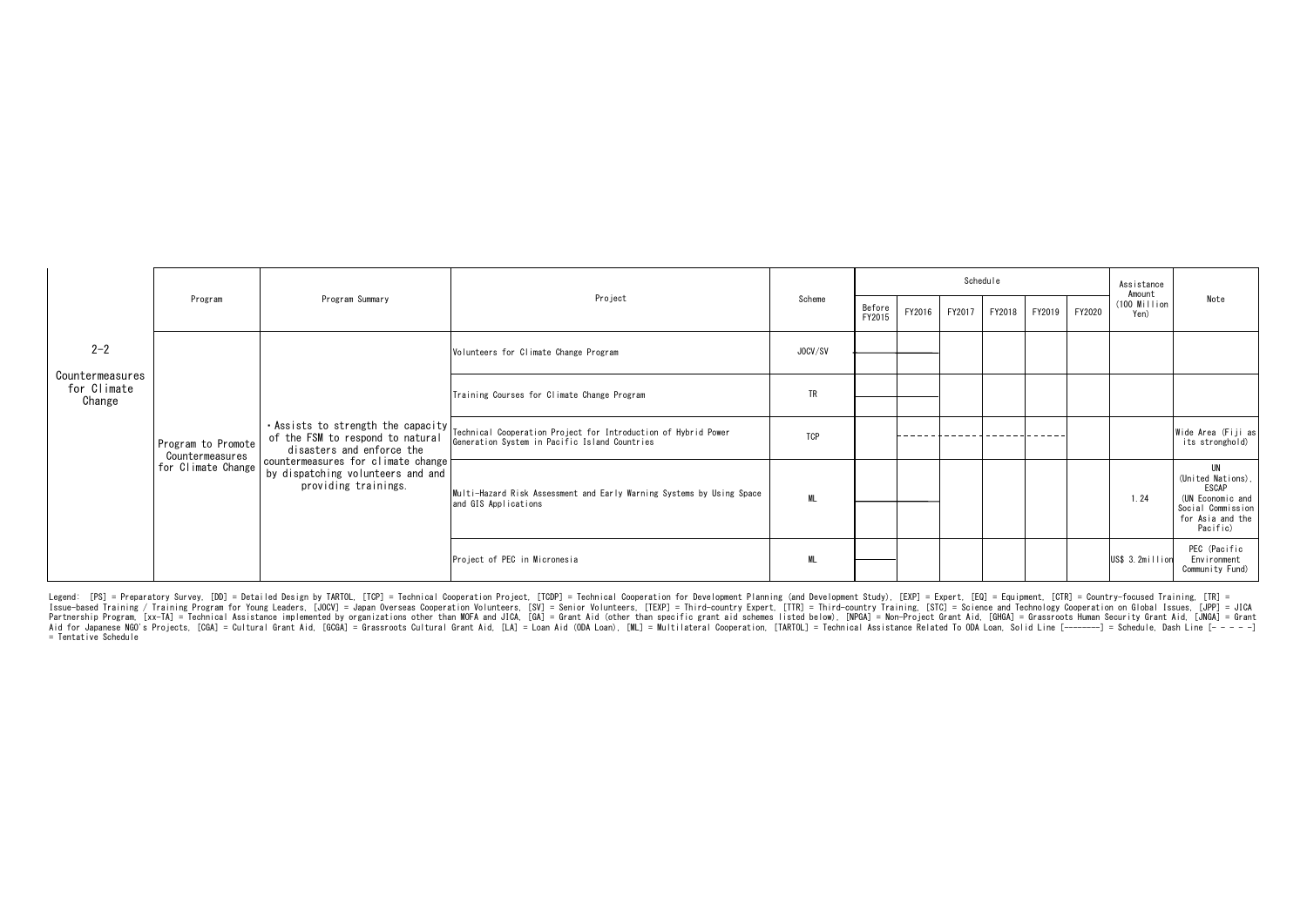| | Program | Program Summary | Project | Scheme | Schedule | | | | | | Assistance Amount (100 Million Yen) | Note |
|---|---|---|---|---|---|---|---|---|---|---|---|---|
| | | | | | Before FY2015 | FY2016 | FY2017 | FY2018 | FY2019 | FY2020 | | |
| 2-2 Countermeasures for Climate Change | Program to Promote Countermeasures for Climate Change | ・Assists to strength the capacity of the FSM to respond to natural disasters and enforce the countermeasures for climate change by dispatching volunteers and and providing trainings. | Volunteers for Climate Change Program | JOCV/SV | | | | | | | | |
| | | | Training Courses for Climate Change Program | TR | | | | | | | | |
| | | | Technical Cooperation Project for Introduction of Hybrid Power Generation System in Pacific Island Countries | TCP | | | | | | | | Wide Area (Fiji as its stronghold) |
| | | | Multi-Hazard Risk Assessment and Early Warning Systems by Using Space and GIS Applications | ML | | | | | | | 1.24 | UN (United Nations), ESCAP (UN Economic and Social Commission for Asia and the Pacific) |
| | | | Project of PEC in Micronesia | ML | | | | | | | US$ 3.2million | PEC (Pacific Environment Community Fund) |

Legend: [PS] = Preparatory Survey, [DD] = Detailed Design by TARTOL, [TCP] = Technical Cooperation Project, [TCDP] = Technical Cooperation for Development Planning (and Development Study), [EXP] = Expert, [EQ] = Equipment, [CTR] = Country-focused Training, [TR] = Issue-based Training / Training Program for Young Leaders, [JOCV] = Japan Overseas Cooperation Volunteers, [SV] = Senior Volunteers, [TEXP] = Third-country Expert, [TTR] = Third-country Training, [STC] = Science and Technology Cooperation on Global Issues, [JPP] = JICA Partnership Program, [xx-TA] = Technical Assistance implemented by organizations other than MOFA and JICA, [GA] = Grant Aid (other than specific grant aid schemes listed below), [NPGA] = Non-Project Grant Aid, [GHGA] = Grassroots Human Security Grant Aid, [JNGA] = Grant Aid for Japanese NGO's Projects, [CGA] = Cultural Grant Aid, [GCGA] = Grassroots Cultural Grant Aid, [LA] = Loan Aid (ODA Loan), [ML] = Multilateral Cooperation, [TARTOL] = Technical Assistance Related To ODA Loan, Solid Line [--------] = Schedule, Dash Line [- - - - -] = Tentative Schedule